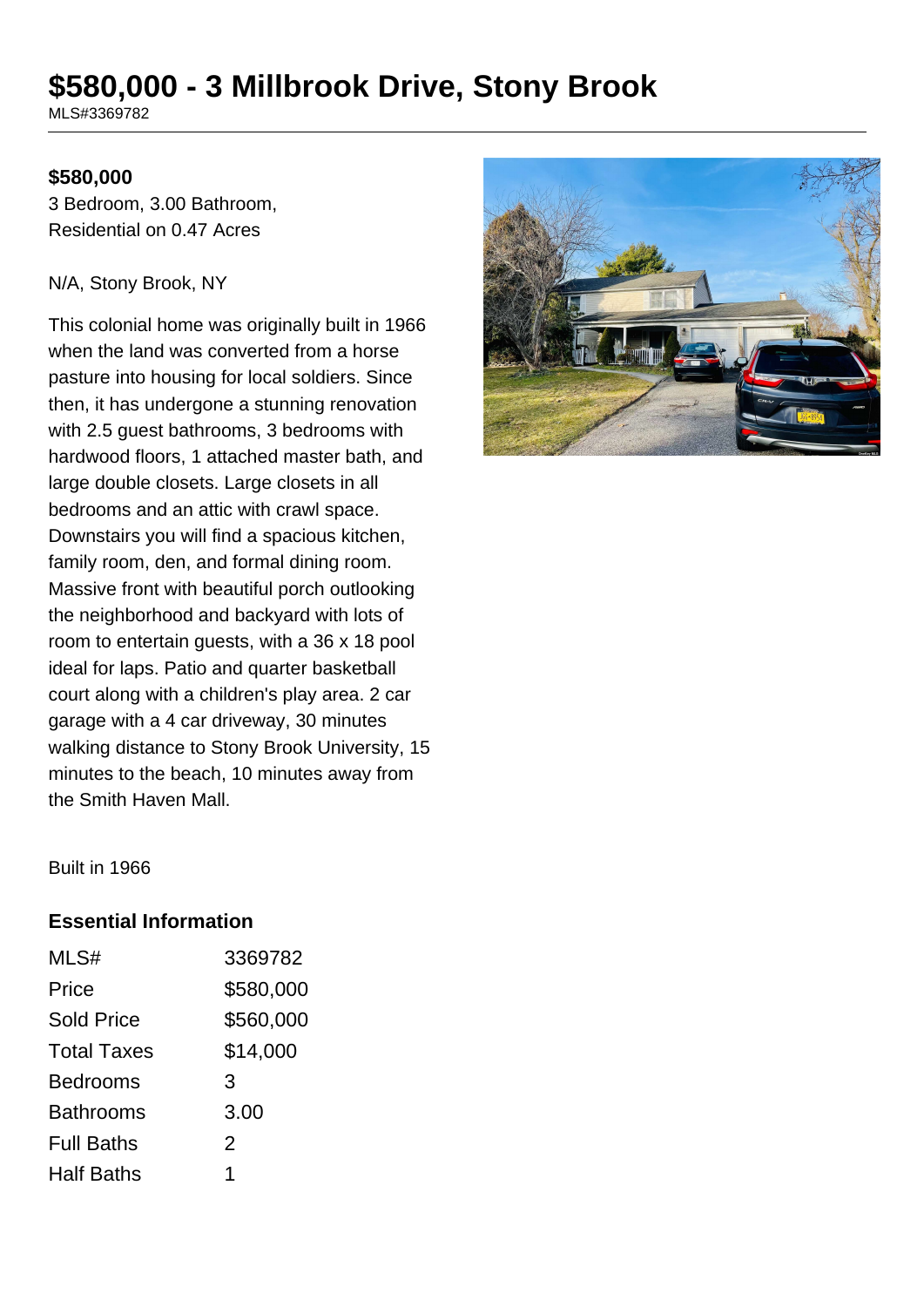# $580,000 - 3 Millbrook Drive, Stony Brook

MLS#3369782

**$580,000**

3 Bedroom, 3.00 Bathroom,
Residential on 0.47 Acres

N/A, Stony Brook, NY

This colonial home was originally built in 1966 when the land was converted from a horse pasture into housing for local soldiers. Since then, it has undergone a stunning renovation with 2.5 guest bathrooms, 3 bedrooms with hardwood floors, 1 attached master bath, and large double closets. Large closets in all bedrooms and an attic with crawl space. Downstairs you will find a spacious kitchen, family room, den, and formal dining room. Massive front with beautiful porch outlooking the neighborhood and backyard with lots of room to entertain guests, with a 36 x 18 pool ideal for laps. Patio and quarter basketball court along with a children's play area. 2 car garage with a 4 car driveway, 30 minutes walking distance to Stony Brook University, 15 minutes to the beach, 10 minutes away from the Smith Haven Mall.

Built in 1966

### Essential Information

| | |
|---|---|
| MLS# | 3369782 |
| Price | $580,000 |
| Sold Price | $560,000 |
| Total Taxes | $14,000 |
| Bedrooms | 3 |
| Bathrooms | 3.00 |
| Full Baths | 2 |
| Half Baths | 1 |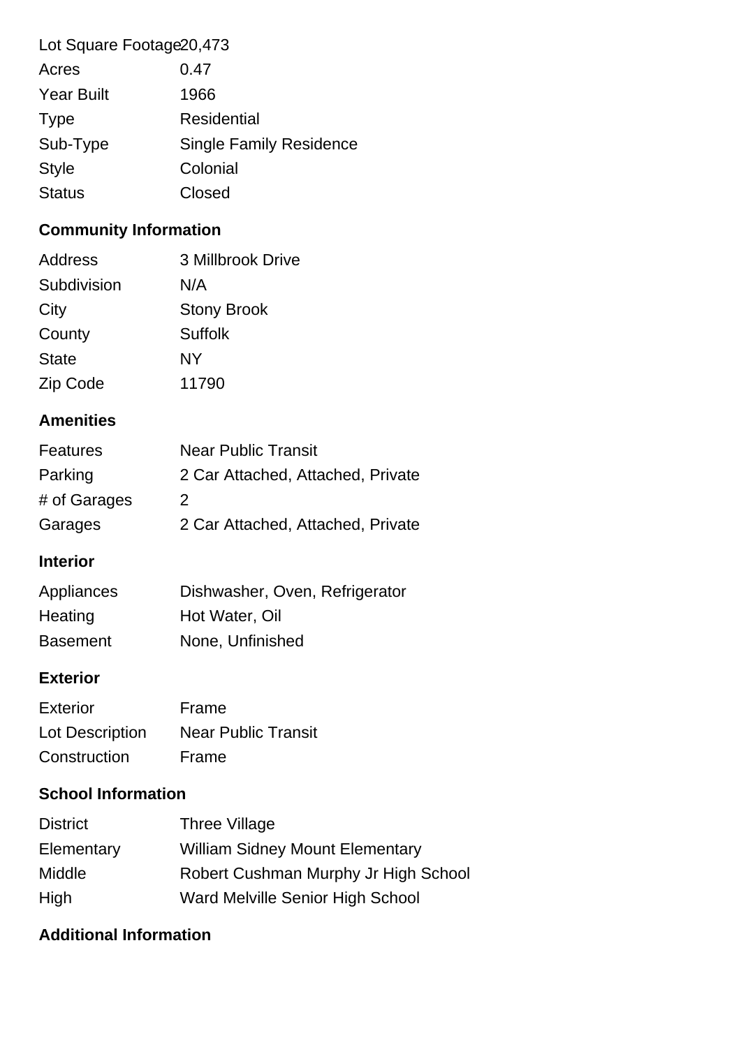| | |
|---|---|
| Lot Square Footage | 20,473 |
| Acres | 0.47 |
| Year Built | 1966 |
| Type | Residential |
| Sub-Type | Single Family Residence |
| Style | Colonial |
| Status | Closed |

## Community Information

| | |
|---|---|
| Address | 3 Millbrook Drive |
| Subdivision | N/A |
| City | Stony Brook |
| County | Suffolk |
| State | NY |
| Zip Code | 11790 |

## Amenities

| | |
|---|---|
| Features | Near Public Transit |
| Parking | 2 Car Attached, Attached, Private |
| # of Garages | 2 |
| Garages | 2 Car Attached, Attached, Private |

## Interior

| | |
|---|---|
| Appliances | Dishwasher, Oven, Refrigerator |
| Heating | Hot Water, Oil |
| Basement | None, Unfinished |

## Exterior

| | |
|---|---|
| Exterior | Frame |
| Lot Description | Near Public Transit |
| Construction | Frame |

## School Information

| | |
|---|---|
| District | Three Village |
| Elementary | William Sidney Mount Elementary |
| Middle | Robert Cushman Murphy Jr High School |
| High | Ward Melville Senior High School |

## Additional Information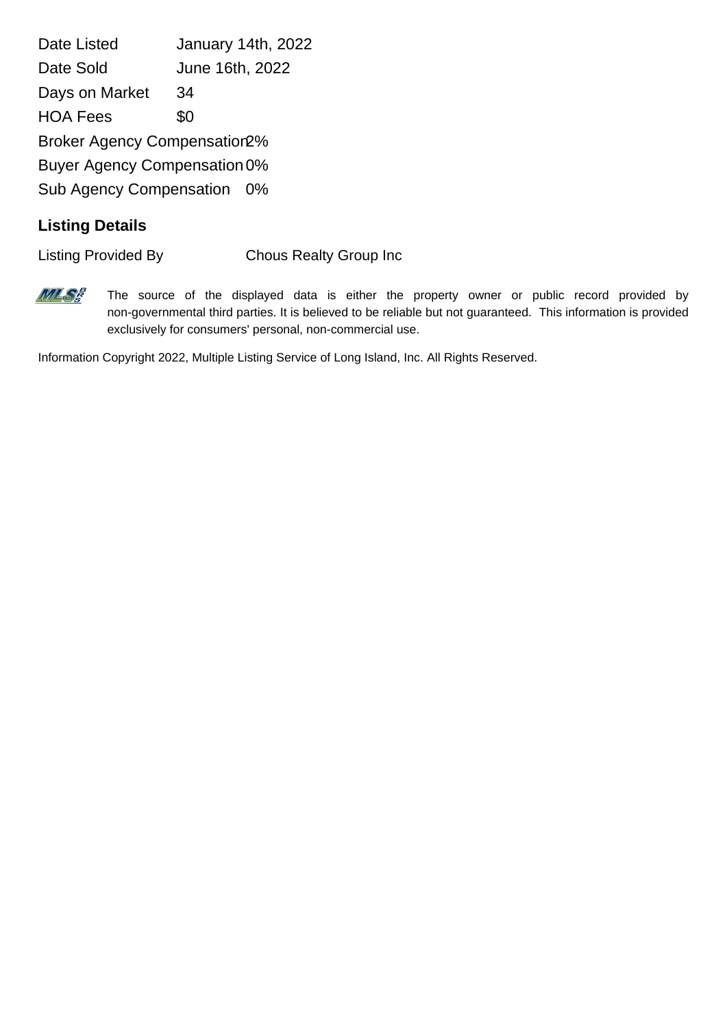| | |
|---|---|
| Date Listed | January 14th, 2022 |
| Date Sold | June 16th, 2022 |
| Days on Market | 34 |
| HOA Fees | $0 |
| Broker Agency Compensation | 2% |
| Buyer Agency Compensation | 0% |
| Sub Agency Compensation | 0% |

## Listing Details

| | |
|---|---|
| Listing Provided By | Chous Realty Group Inc |

The source of the displayed data is either the property owner or public record provided by non-governmental third parties. It is believed to be reliable but not guaranteed. This information is provided exclusively for consumers' personal, non-commercial use.

Information Copyright 2022, Multiple Listing Service of Long Island, Inc. All Rights Reserved.